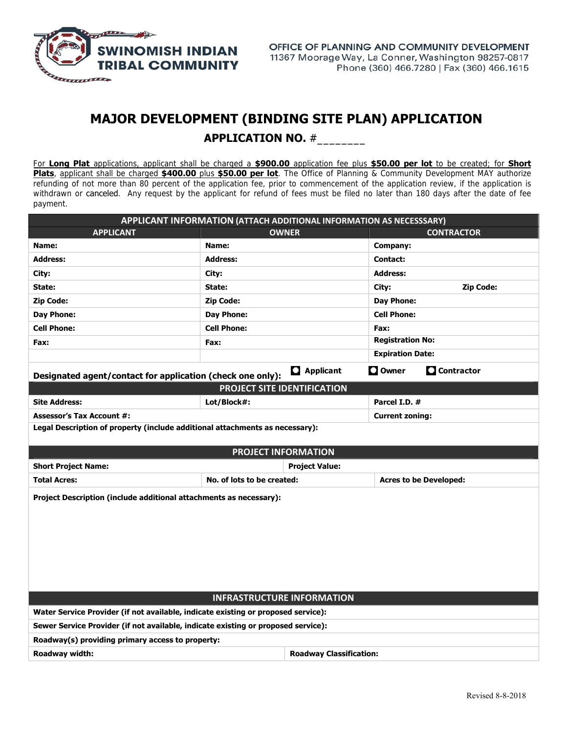**SWINOMISH INDIAN TRIBAL COMMUNITY**

OFFICE OF PLANNING AND COMMUNITY DEVELOPMENT
11367 Moorage Way, La Conner, Washington 98257-0817
Phone (360) 466.7280 | Fax (360) 466.1615

# MAJOR DEVELOPMENT (BINDING SITE PLAN) APPLICATION

## APPLICATION NO. #_______

For **Long Plat** applications, applicant shall be charged a **$900.00** application fee plus **$50.00 per lot** to be created; for **Short Plats**, applicant shall be charged **$400.00** plus **$50.00 per lot**. The Office of Planning & Community Development MAY authorize refunding of not more than 80 percent of the application fee, prior to commencement of the application review, if the application is withdrawn or canceled. Any request by the applicant for refund of fees must be filed no later than 180 days after the date of fee payment.

| APPLICANT INFORMATION (ATTACH ADDITIONAL INFORMATION AS NECESSSARY) | | |
|---|---|---|
| **APPLICANT** | **OWNER** | **CONTRACTOR** |
| **Name:** | **Name:** | **Company:** |
| **Address:** | **Address:** | **Contact:** |
| **City:** | **City:** | **Address:** |
| **State:** | **State:** | **City:** **Zip Code:** |
| **Zip Code:** | **Zip Code:** | **Day Phone:** |
| **Day Phone:** | **Day Phone:** | **Cell Phone:** |
| **Cell Phone:** | **Cell Phone:** | **Fax:** |
| **Fax:** | **Fax:** | **Registration No:** |
| | | **Expiration Date:** |

**Designated agent/contact for application (check one only):** ☐ Applicant ☐ Owner ☐ Contractor

| PROJECT SITE IDENTIFICATION | | |
|---|---|---|
| **Site Address:** | **Lot/Block#:** | **Parcel I.D. #** |
| **Assessor's Tax Account #:** | | **Current zoning:** |
| **Legal Description of property (include additional attachments as necessary):** | | |

| PROJECT INFORMATION | | |
|---|---|---|
| **Short Project Name:** | **Project Value:** | |
| **Total Acres:** | **No. of lots to be created:** | **Acres to be Developed:** |
| **Project Description (include additional attachments as necessary):** | | |

| INFRASTRUCTURE INFORMATION | |
|---|---|
| **Water Service Provider (if not available, indicate existing or proposed service):** | |
| **Sewer Service Provider (if not available, indicate existing or proposed service):** | |
| **Roadway(s) providing primary access to property:** | |
| **Roadway width:** | **Roadway Classification:** |

Revised 8-8-2018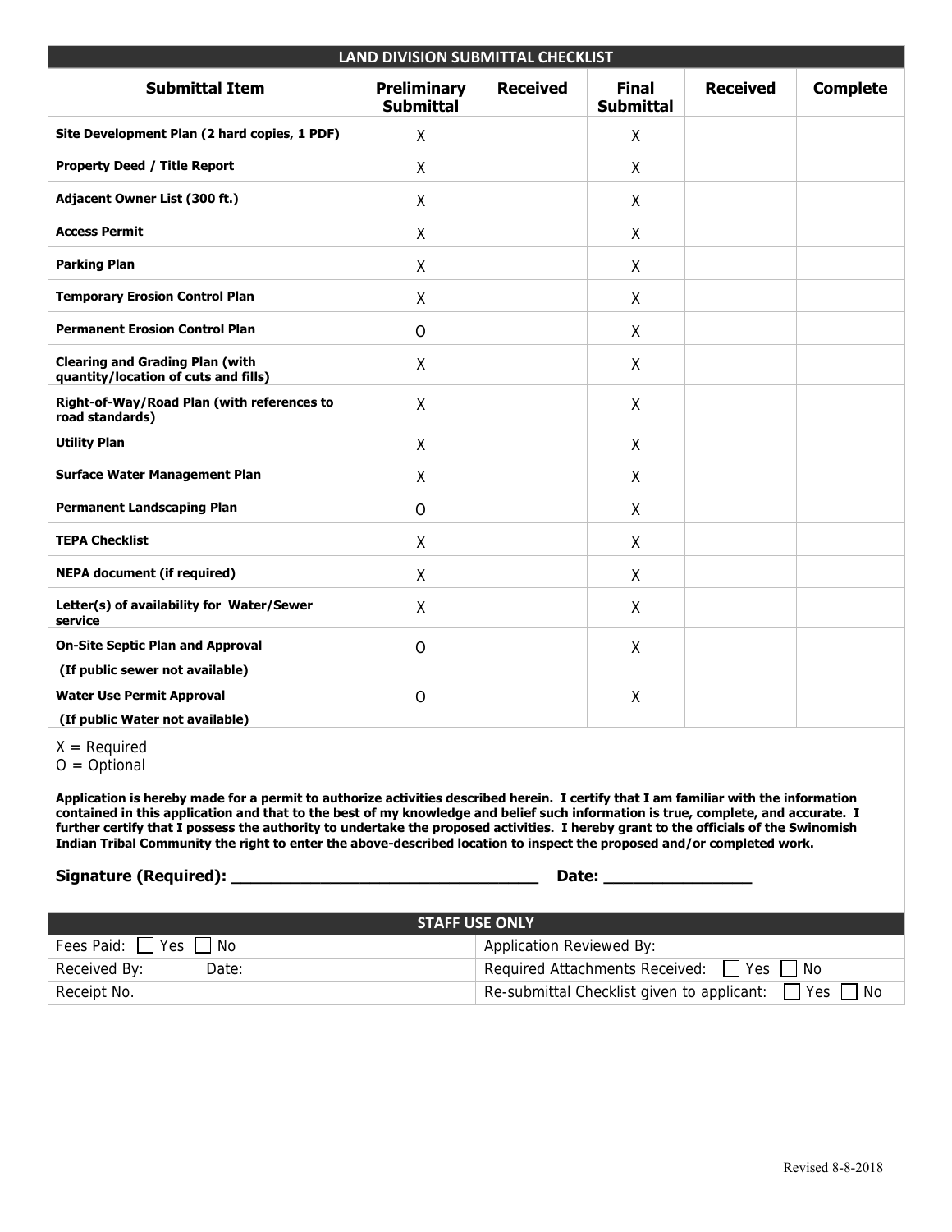## LAND DIVISION SUBMITTAL CHECKLIST

| Submittal Item | Preliminary Submittal | Received | Final Submittal | Received | Complete |
|---|---|---|---|---|---|
| **Site Development Plan (2 hard copies, 1 PDF)** | X | | X | | |
| **Property Deed / Title Report** | X | | X | | |
| **Adjacent Owner List (300 ft.)** | X | | X | | |
| **Access Permit** | X | | X | | |
| **Parking Plan** | X | | X | | |
| **Temporary Erosion Control Plan** | X | | X | | |
| **Permanent Erosion Control Plan** | O | | X | | |
| **Clearing and Grading Plan (with quantity/location of cuts and fills)** | X | | X | | |
| **Right-of-Way/Road Plan (with references to road standards)** | X | | X | | |
| **Utility Plan** | X | | X | | |
| **Surface Water Management Plan** | X | | X | | |
| **Permanent Landscaping Plan** | O | | X | | |
| **TEPA Checklist** | X | | X | | |
| **NEPA document (if required)** | X | | X | | |
| **Letter(s) of availability for Water/Sewer service** | X | | X | | |
| **On-Site Septic Plan and Approval (If public sewer not available)** | O | | X | | |
| **Water Use Permit Approval (If public Water not available)** | O | | X | | |

X = Required
O = Optional

**Application is hereby made for a permit to authorize activities described herein. I certify that I am familiar with the information contained in this application and that to the best of my knowledge and belief such information is true, complete, and accurate. I further certify that I possess the authority to undertake the proposed activities. I hereby grant to the officials of the Swinomish Indian Tribal Community the right to enter the above-described location to inspect the proposed and/or completed work.**

**Signature (Required): ______________________________ Date: ______________**

## STAFF USE ONLY

| | |
|---|---|
| Fees Paid: ☐ Yes ☐ No | Application Reviewed By: |
| Received By: Date: | Required Attachments Received: ☐ Yes ☐ No |
| Receipt No. | Re-submittal Checklist given to applicant: ☐ Yes ☐ No |

Revised 8-8-2018